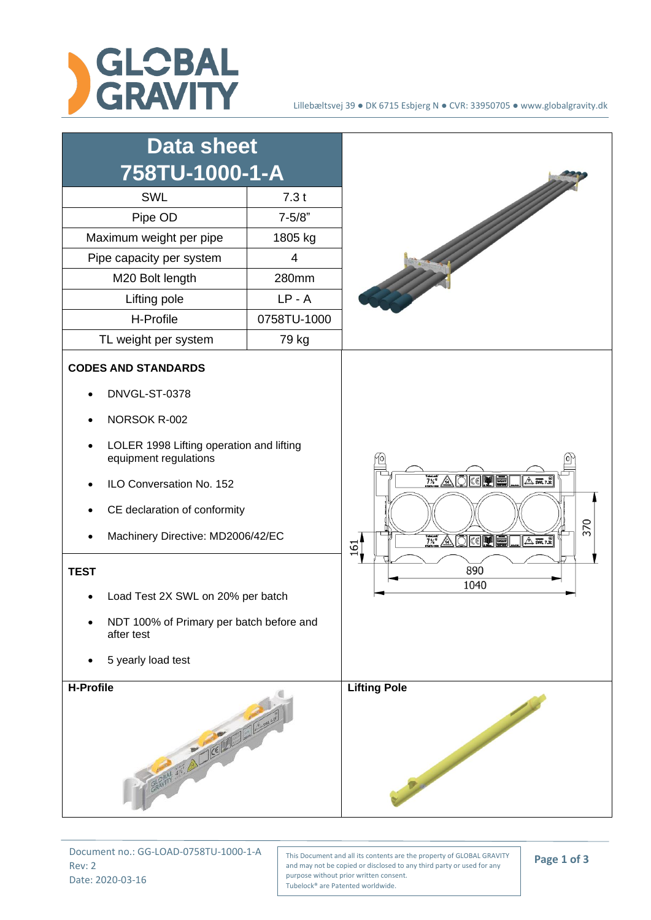Lillebæltsvej 39 ● DK 6715 Esbjerg N ● CVR: 33950705 ● www.globalgravity.dk

# Data sheet 758TU-1000-1-A

| Data sheet 758TU-1000-1-A | |
|---|---|
| SWL | 7.3 t |
| Pipe OD | 7-5/8" |
| Maximum weight per pipe | 1805 kg |
| Pipe capacity per system | 4 |
| M20 Bolt length | 280mm |
| Lifting pole | LP - A |
| H-Profile | 0758TU-1000 |
| TL weight per system | 79 kg |

**CODES AND STANDARDS**

- DNVGL-ST-0378
- NORSOK R-002
- LOLER 1998 Lifting operation and lifting equipment regulations
- ILO Conversation No. 152
- CE declaration of conformity
- Machinery Directive: MD2006/42/EC

**TEST**

- Load Test 2X SWL on 20% per batch
- NDT 100% of Primary per batch before and after test
- 5 yearly load test

161 370 890 1040

**H-Profile**

**Lifting Pole**

Document no.: GG-LOAD-0758TU-1000-1-A
Rev: 2
Date: 2020-03-16

This Document and all its contents are the property of GLOBAL GRAVITY and may not be copied or disclosed to any third party or used for any purpose without prior written consent.
Tubelock® are Patented worldwide.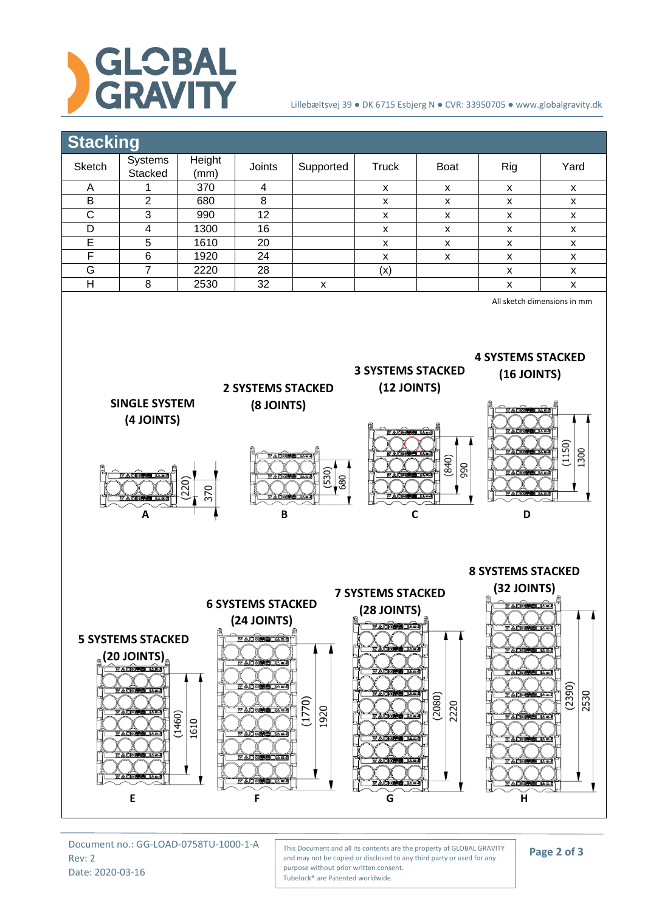## Stacking

| Sketch | Systems Stacked | Height (mm) | Joints | Supported | Truck | Boat | Rig | Yard |
|---|---|---|---|---|---|---|---|---|
| A | 1 | 370 | 4 | | x | x | x | x |
| B | 2 | 680 | 8 | | x | x | x | x |
| C | 3 | 990 | 12 | | x | x | x | x |
| D | 4 | 1300 | 16 | | x | x | x | x |
| E | 5 | 1610 | 20 | | x | x | x | x |
| F | 6 | 1920 | 24 | | x | x | x | x |
| G | 7 | 2220 | 28 | | (x) | | x | x |
| H | 8 | 2530 | 32 | x | | | x | x |

All sketch dimensions in mm

**SINGLE SYSTEM (4 JOINTS)** – A: (220), 370

**2 SYSTEMS STACKED (8 JOINTS)** – B: (530), 680

**3 SYSTEMS STACKED (12 JOINTS)** – C: (840), 990

**4 SYSTEMS STACKED (16 JOINTS)** – D: (1150), 1300

**5 SYSTEMS STACKED (20 JOINTS)** – E: (1460), 1610

**6 SYSTEMS STACKED (24 JOINTS)** – F: (1770), 1920

**7 SYSTEMS STACKED (28 JOINTS)** – G: (2080), 2220

**8 SYSTEMS STACKED (32 JOINTS)** – H: (2390), 2530

Document no.: GG-LOAD-0758TU-1000-1-A
Rev: 2
Date: 2020-03-16

This Document and all its contents are the property of GLOBAL GRAVITY and may not be copied or disclosed to any third party or used for any purpose without prior written consent.
Tubelock® are Patented worldwide.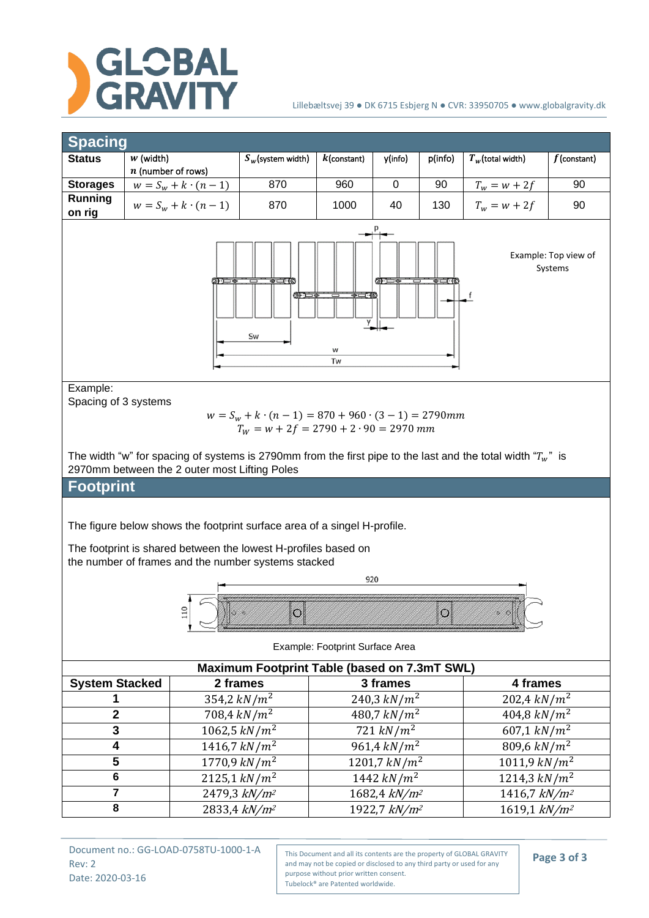## Spacing

| Status | $w$ (width) $n$ (number of rows) | $S_w$(system width) | $k$(constant) | y(info) | p(info) | $T_w$(total width) | $f$(constant) |
|---|---|---|---|---|---|---|---|
| **Storages** | $w = S_w + k \cdot (n-1)$ | 870 | 960 | 0 | 90 | $T_w = w + 2f$ | 90 |
| **Running on rig** | $w = S_w + k \cdot (n-1)$ | 870 | 1000 | 40 | 130 | $T_w = w + 2f$ | 90 |

p

Example: Top view of Systems

f

y

Sw

w

Tw

Example:
Spacing of 3 systems

$$w = S_w + k \cdot (n-1) = 870 + 960 \cdot (3-1) = 2790mm$$
$$T_W = w + 2f = 2790 + 2 \cdot 90 = 2970\ mm$$

The width "w" for spacing of systems is 2790mm from the first pipe to the last and the total width "$T_w$" is 2970mm between the 2 outer most Lifting Poles

## Footprint

The figure below shows the footprint surface area of a singel H-profile.

The footprint is shared between the lowest H-profiles based on the number of frames and the number systems stacked

920

110

Example: Footprint Surface Area

| Maximum Footprint Table (based on 7.3mT SWL) | | | |
|---|---|---|---|
| **System Stacked** | **2 frames** | **3 frames** | **4 frames** |
| **1** | 354,2 $kN/m^2$ | 240,3 $kN/m^2$ | 202,4 $kN/m^2$ |
| **2** | 708,4 $kN/m^2$ | 480,7 $kN/m^2$ | 404,8 $kN/m^2$ |
| **3** | 1062,5 $kN/m^2$ | 721 $kN/m^2$ | 607,1 $kN/m^2$ |
| **4** | 1416,7 $kN/m^2$ | 961,4 $kN/m^2$ | 809,6 $kN/m^2$ |
| **5** | 1770,9 $kN/m^2$ | 1201,7 $kN/m^2$ | 1011,9 $kN/m^2$ |
| **6** | 2125,1 $kN/m^2$ | 1442 $kN/m^2$ | 1214,3 $kN/m^2$ |
| **7** | 2479,3 $kN/m^2$ | 1682,4 $kN/m^2$ | 1416,7 $kN/m^2$ |
| **8** | 2833,4 $kN/m^2$ | 1922,7 $kN/m^2$ | 1619,1 $kN/m^2$ |

Document no.: GG-LOAD-0758TU-1000-1-A
Rev: 2
Date: 2020-03-16

This Document and all its contents are the property of GLOBAL GRAVITY and may not be copied or disclosed to any third party or used for any purpose without prior written consent.
Tubelock® are Patented worldwide.